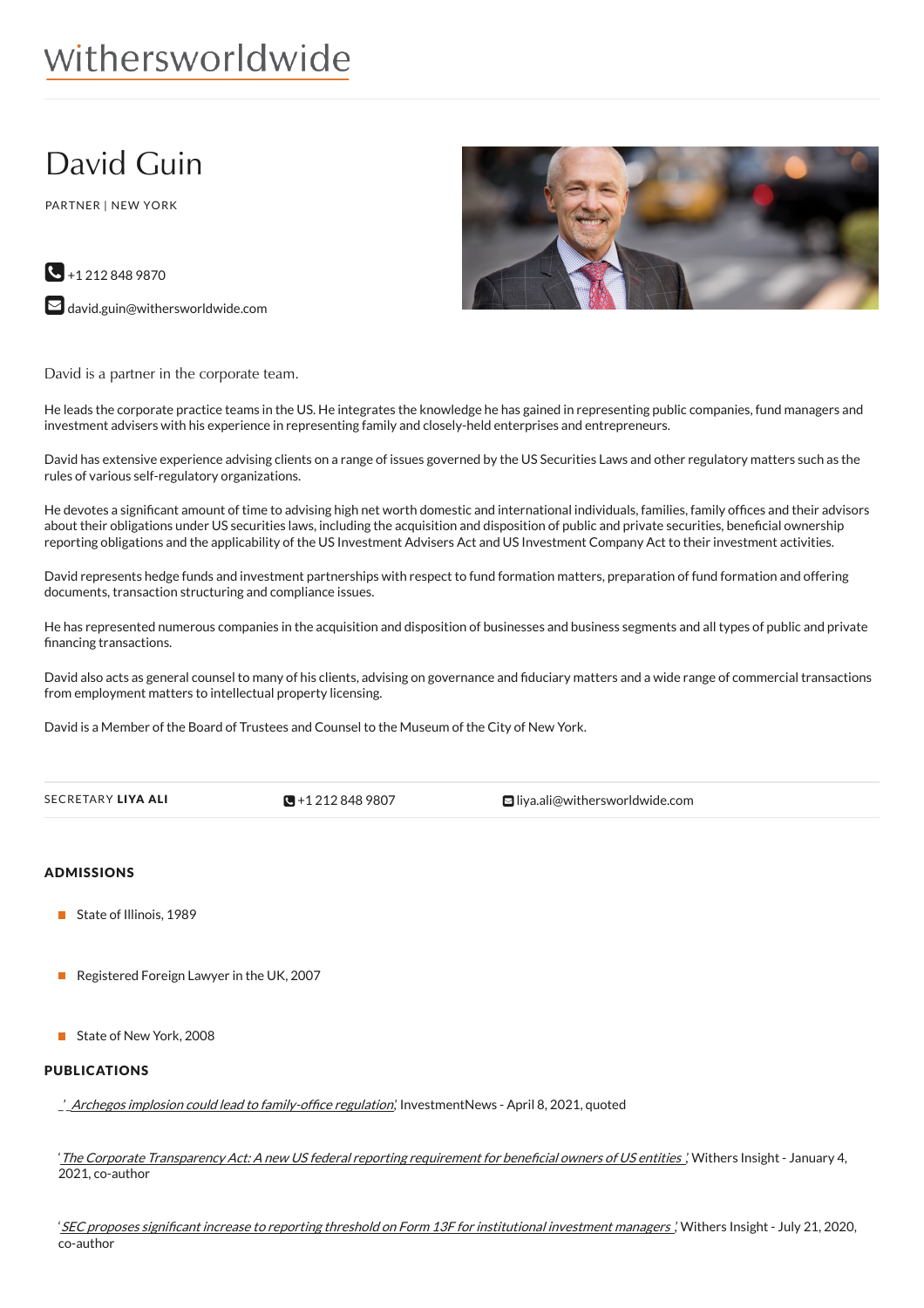withersworldwide

# David Guin

PARTNER | NEW YORK

+1 212 848 9870

david.guin@withersworldwide.com

David is a partner in the corporate team.

He leads the corporate practice teams in the US. He integrates the knowledge he has gained in representing public companies, fund managers and investment advisers with his experience in representing family and closely-held enterprises and entrepreneurs.

David has extensive experience advising clients on a range of issues governed by the US Securities Laws and other regulatory matters such as the rules of various self-regulatory organizations.

He devotes a significant amount of time to advising high net worth domestic and international individuals, families, family offices and their advisors about their obligations under US securities laws, including the acquisition and disposition of public and private securities, beneficial ownership reporting obligations and the applicability of the US Investment Advisers Act and US Investment Company Act to their investment activities.

David represents hedge funds and investment partnerships with respect to fund formation matters, preparation of fund formation and offering documents, transaction structuring and compliance issues.

He has represented numerous companies in the acquisition and disposition of businesses and business segments and all types of public and private financing transactions.

David also acts as general counsel to many of his clients, advising on governance and fiduciary matters and a wide range of commercial transactions from employment matters to intellectual property licensing.

David is a Member of the Board of Trustees and Counsel to the Museum of the City of New York.

SECRETARY **LIYA ALI** +1 212 848 9807 liya.ali@withersworldwide.com

## ADMISSIONS

- State of Illinois, 1989
- Registered Foreign Lawyer in the UK, 2007
- State of New York, 2008

## PUBLICATIONS

'*Archegos implosion could lead to family-office regulation*,' InvestmentNews - April 8, 2021, quoted

'*The Corporate Transparency Act: A new US federal reporting requirement for beneficial owners of US entities*,' Withers Insight - January 4, 2021, co-author

'*SEC proposes significant increase to reporting threshold on Form 13F for institutional investment managers*,' Withers Insight - July 21, 2020, co-author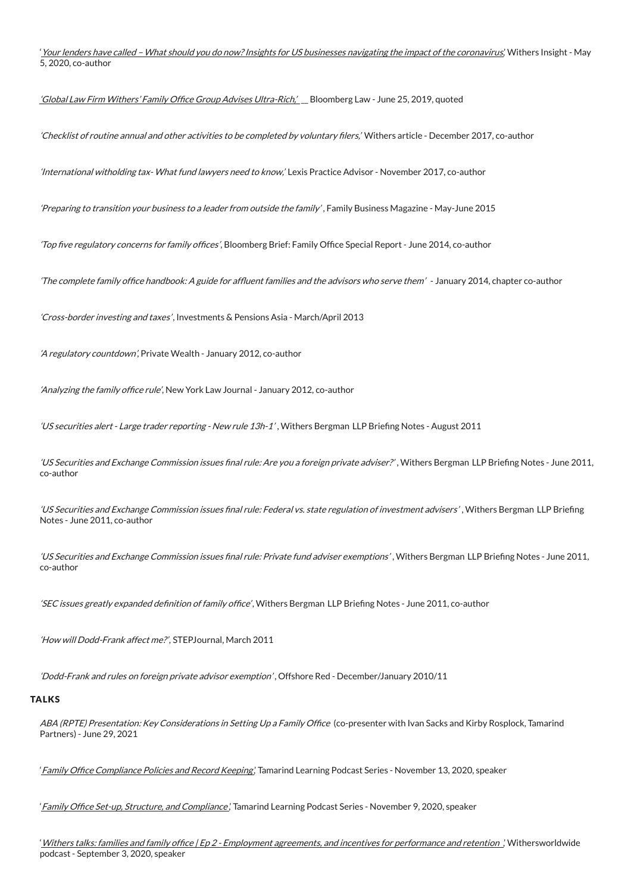'*Your lenders have called – What should you do now? Insights for US businesses navigating the impact of the coronavirus*,' Withers Insight - May 5, 2020, co-author

*'Global Law Firm Withers' Family Office Group Advises Ultra-Rich,'* Bloomberg Law - June 25, 2019, quoted

*'Checklist of routine annual and other activities to be completed by voluntary filers,'* Withers article - December 2017, co-author

*'International witholding tax- What fund lawyers need to know,'* Lexis Practice Advisor - November 2017, co-author

*'Preparing to transition your business to a leader from outside the family'*, Family Business Magazine - May-June 2015

*'Top five regulatory concerns for family offices'*, Bloomberg Brief: Family Office Special Report - June 2014, co-author

*'The complete family office handbook: A guide for affluent families and the advisors who serve them'* - January 2014, chapter co-author

*'Cross-border investing and taxes'*, Investments & Pensions Asia - March/April 2013

*'A regulatory countdown'*, Private Wealth - January 2012, co-author

*'Analyzing the family office rule'*, New York Law Journal - January 2012, co-author

*'US securities alert - Large trader reporting - New rule 13h-1'*, Withers Bergman LLP Briefing Notes - August 2011

*'US Securities and Exchange Commission issues final rule: Are you a foreign private adviser?'*, Withers Bergman LLP Briefing Notes - June 2011, co-author

*'US Securities and Exchange Commission issues final rule: Federal vs. state regulation of investment advisers'*, Withers Bergman LLP Briefing Notes - June 2011, co-author

*'US Securities and Exchange Commission issues final rule: Private fund adviser exemptions'*, Withers Bergman LLP Briefing Notes - June 2011, co-author

*'SEC issues greatly expanded definition of family office'*, Withers Bergman LLP Briefing Notes - June 2011, co-author

*'How will Dodd-Frank affect me?'*, STEPJournal, March 2011

*'Dodd-Frank and rules on foreign private advisor exemption'*, Offshore Red - December/January 2010/11

## TALKS

*ABA (RPTE) Presentation: Key Considerations in Setting Up a Family Office* (co-presenter with Ivan Sacks and Kirby Rosplock, Tamarind Partners) - June 29, 2021

'*Family Office Compliance Policies and Record Keeping*,' Tamarind Learning Podcast Series - November 13, 2020, speaker

'*Family Office Set-up, Structure, and Compliance*,' Tamarind Learning Podcast Series - November 9, 2020, speaker

'*Withers talks: families and family office | Ep 2 - Employment agreements, and incentives for performance and retention*,' Withersworldwide podcast - September 3, 2020, speaker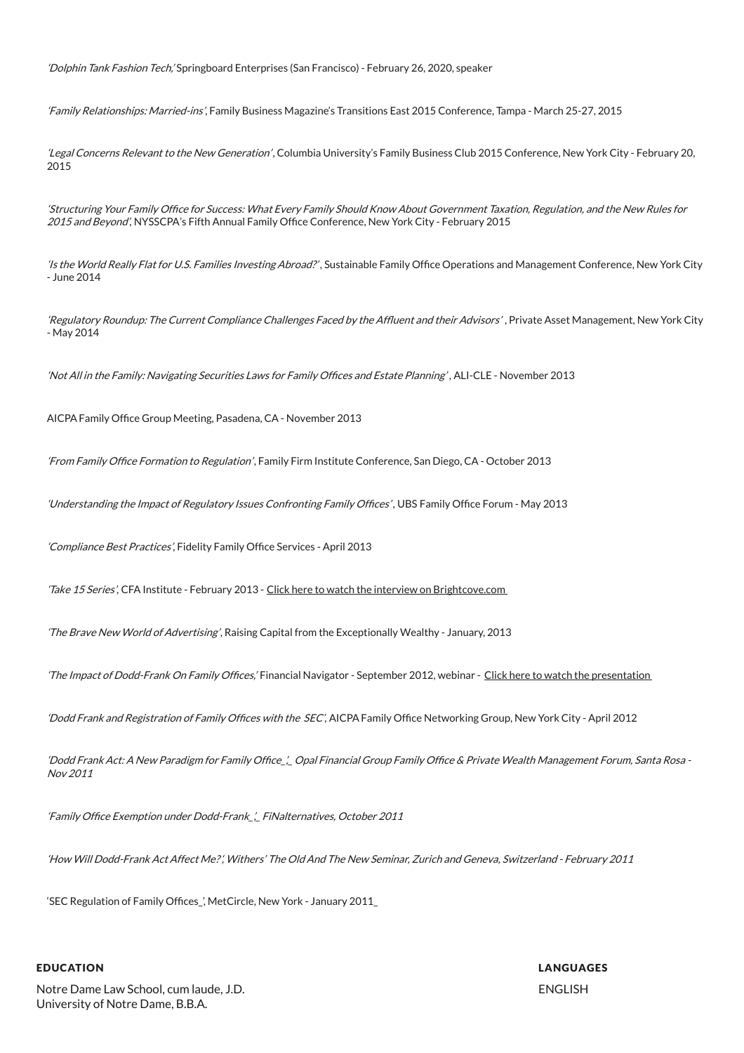*'Dolphin Tank Fashion Tech,'* Springboard Enterprises (San Francisco) - February 26, 2020, speaker

*'Family Relationships: Married-ins'*, Family Business Magazine's Transitions East 2015 Conference, Tampa - March 25-27, 2015

*'Legal Concerns Relevant to the New Generation'*, Columbia University's Family Business Club 2015 Conference, New York City - February 20, 2015

*'Structuring Your Family Office for Success: What Every Family Should Know About Government Taxation, Regulation, and the New Rules for 2015 and Beyond'*, NYSSCPA's Fifth Annual Family Office Conference, New York City - February 2015

*'Is the World Really Flat for U.S. Families Investing Abroad?'*, Sustainable Family Office Operations and Management Conference, New York City - June 2014

*'Regulatory Roundup: The Current Compliance Challenges Faced by the Affluent and their Advisors'*, Private Asset Management, New York City - May 2014

*'Not All in the Family: Navigating Securities Laws for Family Offices and Estate Planning'*, ALI-CLE - November 2013

AICPA Family Office Group Meeting, Pasadena, CA - November 2013

*'From Family Office Formation to Regulation'*, Family Firm Institute Conference, San Diego, CA - October 2013

*'Understanding the Impact of Regulatory Issues Confronting Family Offices'*, UBS Family Office Forum - May 2013

*'Compliance Best Practices'*, Fidelity Family Office Services - April 2013

*'Take 15 Series'*, CFA Institute - February 2013 - Click here to watch the interview on Brightcove.com

*'The Brave New World of Advertising'*, Raising Capital from the Exceptionally Wealthy - January, 2013

*'The Impact of Dodd-Frank On Family Offices,'* Financial Navigator - September 2012, webinar - Click here to watch the presentation

*'Dodd Frank and Registration of Family Offices with the SEC'*, AICPA Family Office Networking Group, New York City - April 2012

*'Dodd Frank Act: A New Paradigm for Family Office_'_ Opal Financial Group Family Office & Private Wealth Management Forum, Santa Rosa - Nov 2011*

*'Family Office Exemption under Dodd-Frank_'_ FiNalternatives, October 2011*

*'How Will Dodd-Frank Act Affect Me?', Withers' The Old And The New Seminar, Zurich and Geneva, Switzerland - February 2011*

'SEC Regulation of Family Offices_', MetCircle, New York - January 2011_

## EDUCATION

Notre Dame Law School, cum laude, J.D.
University of Notre Dame, B.B.A.

## LANGUAGES

ENGLISH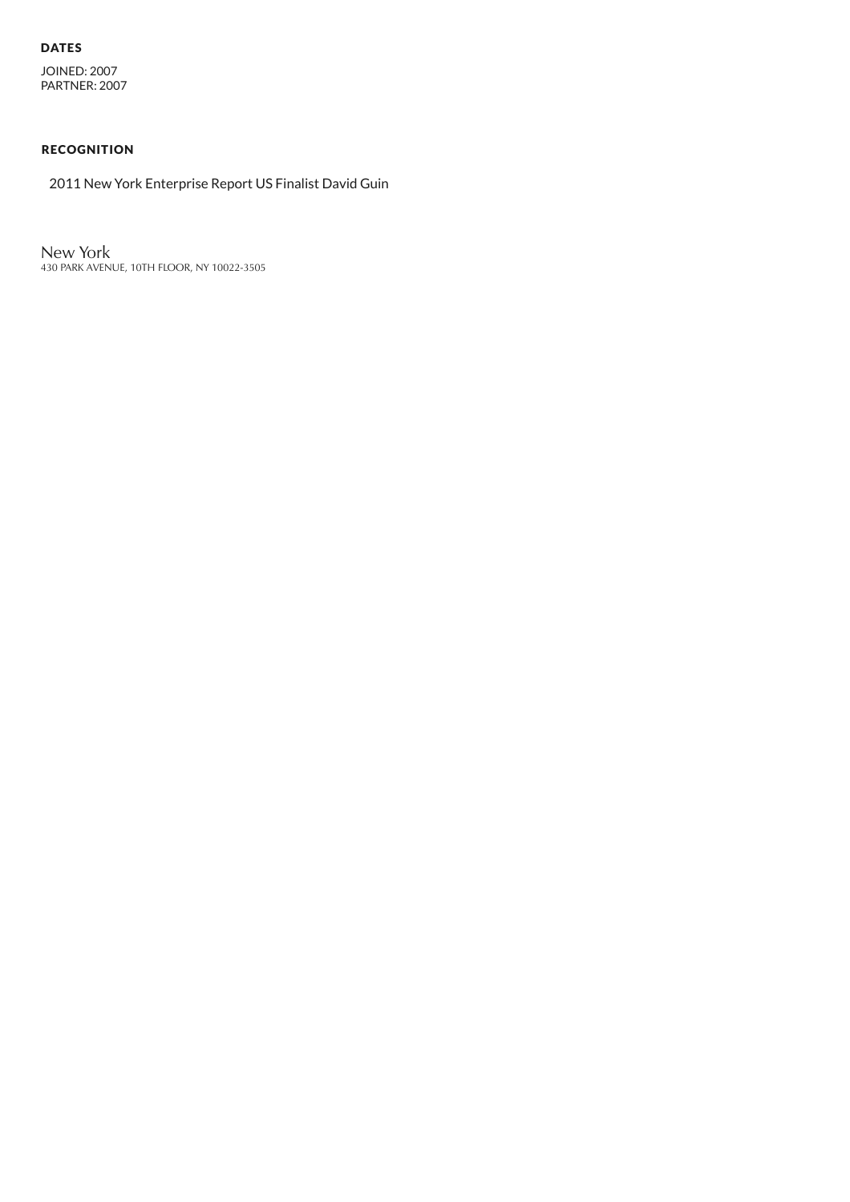### DATES

JOINED: 2007
PARTNER: 2007

### RECOGNITION

2011 New York Enterprise Report US Finalist David Guin

New York
430 PARK AVENUE, 10TH FLOOR, NY 10022-3505